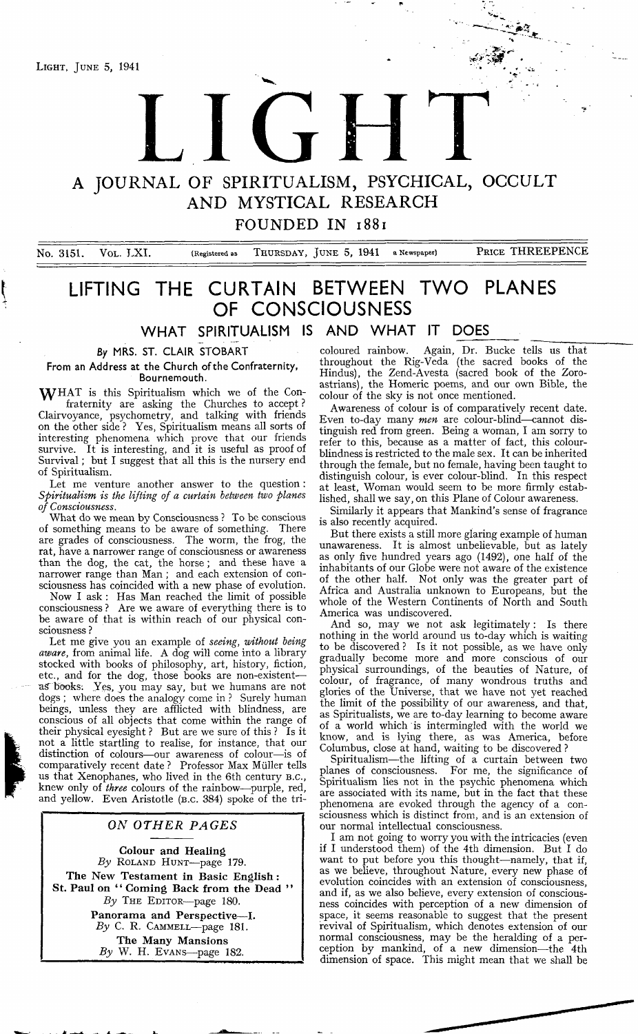# LIGHT

## A JOURNAL OF SPIRITUALISM, PSYCHICAL, OCCULT AND MYSTICAL RESEARCH

FOUNDED IN 1881

No. 3151. VOL. LXI. (Registered as a Newspaper) THURSDAY, JUNE 5, 1941 PRICE THREEPENCE

# LIFTING THE CURTAIN BETWEEN TWO PLANES OF CONSCIOUSNESS

## WHAT SPIRITUALISM IS AND WHAT IT DOES

*By* MRS. ST. CLAIR STOBART

**From an Address at the Church of the Confraternity, Bournemouth.**

WHAT is this Spiritualism which we of the Confraternity are asking the Churches to accept? Clairvoyance, psychometry, and talking with friends on the other side? Yes, Spiritualism means all sorts of interesting phenomena which prove that our friends survive. It is interesting, and it is useful as proof of Survival; but I suggest that all this is the nursery end of Spiritualism.

Let me venture another answer to the question: *Spiritualism is the lifting of a curtain between two planes of Consciousness.*

What do we mean by Consciousness? To be conscious of something means to be aware of something. There are grades of consciousness. The worm, the frog, the rat, have a narrower range of consciousness or awareness than the dog, the cat, the horse; and these have a narrower range than Man; and each extension of consciousness has coincided with a new phase of evolution.

Now I ask: Has Man reached the limit of possible consciousness? Are we aware of everything there is to be aware of that is within reach of our physical consciousness?

Let me give you an example of *seeing, without being aware,* from animal life. A dog will come into a library stocked with books of philosophy, art, history, fiction, etc., and for the dog, those books are non-existent—as books. Yes, you may say, but we humans are not dogs; where does the analogy come in? Surely human beings, unless they are afflicted with blindness, are conscious of all objects that come within the range of their physical eyesight? But are we sure of this? Is it not a little startling to realise, for instance, that our distinction of colours—our awareness of colour—is of comparatively recent date? Professor Max Müller tells us that Xenophanes, who lived in the 6th century B.C., knew only of *three* colours of the rainbow—purple, red, and yellow. Even Aristotle (B.C. 384) spoke of the tri-coloured rainbow. Again, Dr. Bucke tells us that throughout the Rig-Veda (the sacred books of the Hindus), the Zend-Avesta (sacred book of the Zoroastrians), the Homeric poems, and our own Bible, the colour of the sky is not once mentioned.

Awareness of colour is of comparatively recent date. Even to-day many *men* are colour-blind—cannot distinguish red from green. Being a woman, I am sorry to refer to this, because as a matter of fact, this colour-blindness is restricted to the male sex. It can be inherited through the female, but no female, having been taught to distinguish colour, is ever colour-blind. In this respect at least, Woman would seem to be more firmly established, shall we say, on this Plane of Colour awareness.

Similarly it appears that Mankind's sense of fragrance is also recently acquired.

But there exists a still more glaring example of human unawareness. It is almost unbelievable, but as lately as only five hundred years ago (1492), one half of the inhabitants of our Globe were not aware of the existence of the other half. Not only was the greater part of Africa and Australia unknown to Europeans, but the whole of the Western Continents of North and South America was undiscovered.

And so, may we not ask legitimately: Is there nothing in the world around us to-day which is waiting to be discovered? Is it not possible, as we have only gradually become more and more conscious of our physical surroundings, of the beauties of Nature, of colour, of fragrance, of many wondrous truths and glories of the Universe, that we have not yet reached the limit of the possibility of our awareness, and that, as Spiritualists, we are to-day learning to become aware of a world which is intermingled with the world we know, and is lying there, as was America, before Columbus, close at hand, waiting to be discovered?

Spiritualism—the lifting of a curtain between two planes of consciousness. For me, the significance of Spiritualism lies not in the psychic phenomena which are associated with its name, but in the fact that these phenomena are evoked through the agency of a consciousness which is distinct from, and is an extension of our normal intellectual consciousness.

I am not going to worry you with the intricacies (even if I understood them) of the 4th dimension. But I do want to put before you this thought—namely, that if, as we believe, throughout Nature, every new phase of evolution coincides with an extension of consciousness, and if, as we also believe, every extension of consciousness coincides with perception of a new dimension of space, it seems reasonable to suggest that the present revival of Spiritualism, which denotes extension of our normal consciousness, may be the heralding of a perception by mankind, of a new dimension—the 4th dimension of space. This might mean that we shall be

---

### *ON OTHER PAGES*

**Colour and Healing**
*By* ROLAND HUNT—page 179.

**The New Testament in Basic English: St. Paul on "Coming Back from the Dead"**
*By* THE EDITOR—page 180.

**Panorama and Perspective—I.**
*By* C. R. CAMMELL—page 181.

**The Many Mansions**
*By* W. H. EVANS—page 182.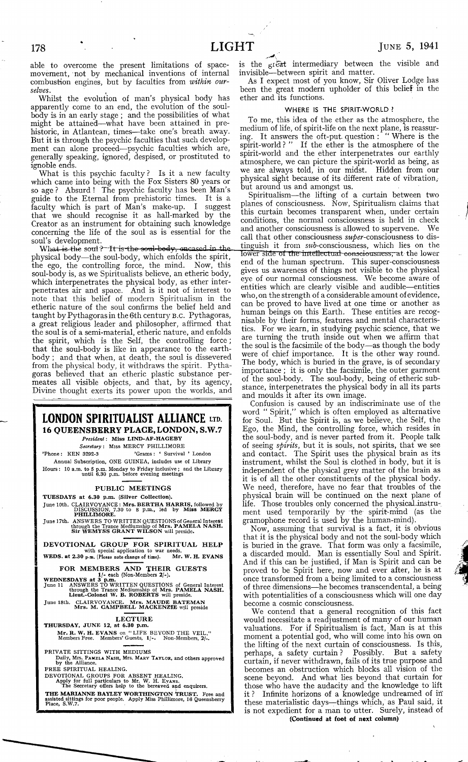able to overcome the present limitations of space-movement, not by mechanical inventions of internal combustion engines, but by faculties from *within ourselves*.

Whilst the evolution of man's physical body has apparently come to an end, the evolution of the soul-body is in an early stage; and the possibilities of what might be attained—what have been attained in prehistoric, in Atlantean, times—take one's breath away. But it is through the psychic faculties that such development can alone proceed—psychic faculties which are, generally speaking, ignored, despised, or prostituted to ignoble ends.

What is this psychic faculty? Is it a new faculty which came into being with the Fox Sisters 80 years or so age? Absurd! The psychic faculty has been Man's guide to the Eternal from prehistoric times. It is a faculty which is part of Man's make-up. I suggest that we should recognise it as hall-marked by the Creator as an instrument for obtaining such knowledge concerning the life of the soul as is essential for the soul's development.

What is the soul? It is the soul-body, encased in the physical body—the soul-body, which enfolds the spirit, the ego, the controlling force, the mind. Now, this soul-body is, as we Spiritualists believe, an etheric body, which interpenetrates the physical body, as ether interpenetrates air and space. And is it not of interest to note that this belief of modern Spiritualism in the etheric nature of the soul confirms the belief held and taught by Pythagoras in the 6th century B.C. Pythagoras, a great religious leader and philosopher, affirmed that the soul is of a semi-material, etheric nature, and enfolds the spirit, which is the Self, the controlling force; that the soul-body is like in appearance to the earth-body; and that when, at death, the soul is dissevered from the physical body, it withdraws the spirit. Pythagoras believed that an etheric plastic substance permeates all visible objects, and that, by its agency, Divine thought exerts its power upon the worlds, and is the great intermediary between the visible and invisible—between spirit and matter.

As I expect most of you know, Sir Oliver Lodge has been the great modern upholder of this belief in the ether and its functions.

### WHERE IS THE SPIRIT-WORLD?

To me, this idea of the ether as the atmosphere, the medium of life, of spirit-life on the next plane, is reassuring. It answers the oft-put question: "Where is the spirit-world?" If the ether is the atmosphere of the spirit-world and the ether interpenetrates our earthly atmosphere, we can picture the spirit-world as being, as we are always told, in our midst. Hidden from our physical sight because of its different rate of vibration, but around us and amongst us.

Spiritualism—the lifting of a curtain between two planes of consciousness. Now, Spiritualism claims that this curtain becomes transparent when, under certain conditions, the normal consciousness is held in check and another consciousness is allowed to supervene. We call that other consciousness *super*-consciousness to distinguish it from *sub*-consciousness, which lies on the lower side of the intellectual consciousness, at the lower end of the human spectrum. This super-consciousness gives us awareness of things not visible to the physical eye of our normal consciousness. We become aware of entities which are clearly visible and audible—entities who, on the strength of a considerable amount of evidence, can be proved to have lived at one time or another as human beings on this Earth. These entities are recognisable by their forms, features and mental characteristics. For we learn, in studying psychic science, that we are turning the truth inside out when we affirm that the soul is the facsimile of the body—as though the body were of chief importance. It is the other way round. The body, which is buried in the grave, is of secondary importance; it is only the facsimile, the outer garment of the soul-body. The soul-body, being of etheric substance, interpenetrates the physical body in all its parts and moulds it after its own image.

Confusion is caused by an indiscriminate use of the word "Spirit," which is often employed as alternative for Soul. But the Spirit is, as we believe, the Self, the Ego, the Mind, the controlling force, which resides in the soul-body, and is never parted from it. People talk of seeing *spirits*, but it is souls, not spirits, that we see and contact. The Spirit uses the physical brain as its instrument, whilst the Soul is clothed in body, but it is independent of the physical grey matter of the brain as it is of all the other constituents of the physical body. We need, therefore, have no fear that troubles of the physical brain will be continued on the next plane of life. Those troubles only concerned the physical instrument used temporarily by the spirit-mind (as the gramophone record is used by the human-mind).

Now, assuming that survival is a fact, it is obvious that it is the physical body and not the soul-body which is buried in the grave. That form was only a facsimile, a discarded mould. Man is essentially Soul and Spirit. And if this can be justified, if Man is Spirit and can be proved to be Spirit here, now and ever after, he is at once transformed from a being limited to a consciousness of three dimensions—he becomes transcendental, a being with potentialities of a consciousness which will one day become a cosmic consciousness.

We contend that a general recognition of this fact would necessitate a readjustment of many of our human valuations. For if Spiritualism is fact, Man is at this moment a potential god, who will come into his own on the lifting of the next curtain of consciousness. Is this, perhaps, a safety curtain? Possibly. But a safety curtain, if never withdrawn, fails of its true purpose and becomes an obstruction which blocks all vision of the scene beyond. And what lies beyond that curtain for those who have the audacity and the knowledge to lift it? Infinite horizons of a knowledge undreamed of in these materialistic days—things which, as Paul said, it is not expedient for a man to utter. Surely, instead of

**(Continued at foot of next column)**

---

## LONDON SPIRITUALIST ALLIANCE LTD.

### 16 QUEENSBERRY PLACE, LONDON, S.W.7

*President*: Miss LIND-AF-HAGEBY

*Secretary*: Miss MERCY PHILLIMORE

'Phone: KEN 3292-3 'Grams: ' Survival ' London

Annual Subscription, ONE GUINEA, includes use of Library

Hours: 10 a.m. to 5 p.m. Monday to Friday inclusive; and the Library until 6.30 p.m. before evening meetings

#### PUBLIC MEETINGS

**TUESDAYS at 6.30 p.m. (Silver Collection).**

June 10th. CLAIRVOYANCE: **Mrs. BERTHA HARRIS,** followed by DISCUSSION, 7.30 to 8 p.m., led by **Miss MERCY PHILLIMORE.**

June 17th. ANSWERS TO WRITTEN QUESTIONS of General Interest through the Trance Mediumship of **Mrs. PAMELA NASH. Sir WEMYSS GRANT WILSON** will preside.

#### DEVOTIONAL GROUP FOR SPIRITUAL HELP

with special application to war needs.

**WEDS. at 2.30 p.m.** (Please note change of time). **Mr. W. H. EVANS**

#### FOR MEMBERS AND THEIR GUESTS

1/- each (Non-Members 2/-).

**WEDNESDAYS at 3 p.m.**

June 11 ANSWERS TO WRITTEN QUESTIONS of General Interest through the Trance Mediumship of **Mrs. PAMELA NASH. Lieut.-Colonel W. B. ROBERTS** will preside.

June 18th. CLAIRVOYANCE. **Mrs. MAUDE BATEMAN Mrs. M. CAMPBELL MACKENZIE** will preside

#### LECTURE

**THURSDAY, JUNE 12, at 6.30 p.m.**

**Mr. R. W. H. EVANS** on "LIFE BEYOND THE VEIL." Members Free. Members' Guests, 1/-. Non-Members, 2/-.

PRIVATE SITTINGS WITH MEDIUMS

Daily, Mrs. PAMELA NASH, Mrs. MARY TAYLOR, and others approved by the Alliance.

FREE SPIRITUAL HEALING.

DEVOTIONAL GROUPS FOR ABSENT HEALING.

Apply for full particulars to Mr. W. H. EVANS.

The Secretary offers help to the bereaved and enquirers.

**THE MARIANNE BAYLEY WORTHINGTON TRUST.** Free and assisted sittings for poor people. Apply Miss Phillimore, 16 Queensberry Place, S.W.7.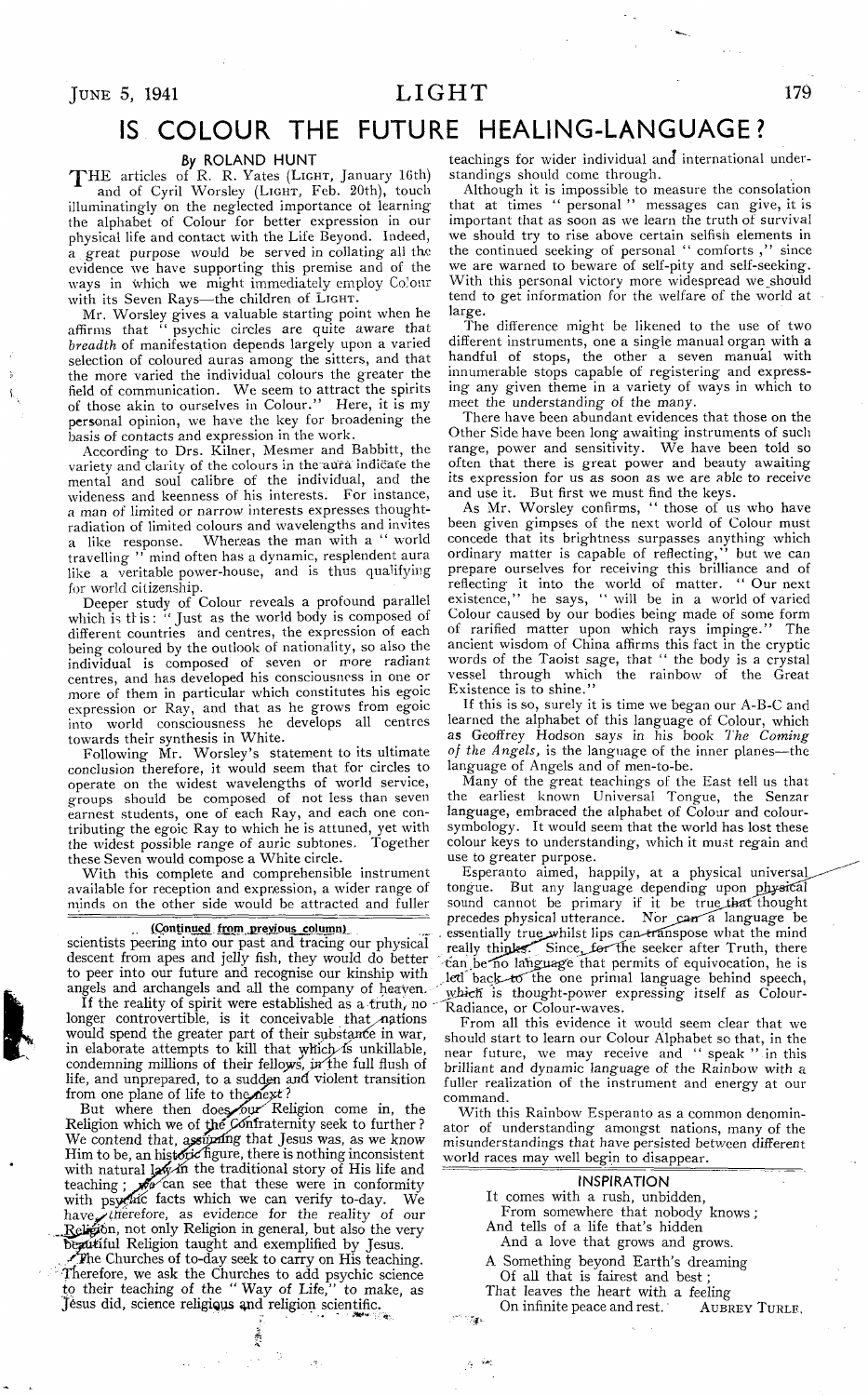# IS COLOUR THE FUTURE HEALING-LANGUAGE?

*By* ROLAND HUNT

THE articles of R. R. Yates (LIGHT, January 16th) and of Cyril Worsley (LIGHT, Feb. 20th), touch illuminatingly on the neglected importance of learning the alphabet of Colour for better expression in our physical life and contact with the Life Beyond. Indeed, a great purpose would be served in collating all the evidence we have supporting this premise and of the ways in which we might immediately employ Colour with its Seven Rays—the children of LIGHT.

Mr. Worsley gives a valuable starting point when he affirms that "psychic circles are quite aware that *breadth* of manifestation depends largely upon a varied selection of coloured auras among the sitters, and that the more varied the individual colours the greater the field of communication. We seem to attract the spirits of those akin to ourselves in Colour." Here, it is my personal opinion, we have the key for broadening the basis of contacts and expression in the work.

According to Drs. Kilner, Mesmer and Babbitt, the variety and clarity of the colours in the aura indicate the mental and soul calibre of the individual, and the wideness and keenness of his interests. For instance, a man of limited or narrow interests expresses thought-radiation of limited colours and wavelengths and invites a like response. Whereas the man with a "world travelling" mind often has a dynamic, resplendent aura like a veritable power-house, and is thus qualifying for world citizenship.

Deeper study of Colour reveals a profound parallel which is this: "Just as the world body is composed of different countries and centres, the expression of each being coloured by the outlook of nationality, so also the individual is composed of seven or more radiant centres, and has developed his consciousness in one or more of them in particular which constitutes his egoic expression or Ray, and that as he grows from egoic into world consciousness he develops all centres towards their synthesis in White.

Following Mr. Worsley's statement to its ultimate conclusion therefore, it would seem that for circles to operate on the widest wavelengths of world service, groups should be composed of not less than seven earnest students, one of each Ray, and each one contributing the egoic Ray to which he is attuned, yet with the widest possible range of auric subtones. Together these Seven would compose a White circle.

With this complete and comprehensible instrument available for reception and expression, a wider range of minds on the other side would be attracted and fuller teachings for wider individual and international understandings should come through.

Although it is impossible to measure the consolation that at times "personal" messages can give, it is important that as soon as we learn the truth of survival we should try to rise above certain selfish elements in the continued seeking of personal "comforts," since we are warned to beware of self-pity and self-seeking. With this personal victory more widespread we should tend to get information for the welfare of the world at large.

The difference might be likened to the use of two different instruments, one a single manual organ with a handful of stops, the other a seven manual with innumerable stops capable of registering and expressing any given theme in a variety of ways in which to meet the understanding of the many.

There have been abundant evidences that those on the Other Side have been long awaiting instruments of such range, power and sensitivity. We have been told so often that there is great power and beauty awaiting its expression for us as soon as we are able to receive and use it. But first we must find the keys.

As Mr. Worsley confirms, "those of us who have been given gimpses of the next world of Colour must concede that its brightness surpasses anything which ordinary matter is capable of reflecting," but we can prepare ourselves for receiving this brilliance and of reflecting it into the world of matter. "Our next existence," he says, "will be in a world of varied Colour caused by our bodies being made of some form of rarified matter upon which rays impinge." The ancient wisdom of China affirms this fact in the cryptic words of the Taoist sage, that "the body is a crystal vessel through which the rainbow of the Great Existence is to shine."

If this is so, surely it is time we began our A-B-C and learned the alphabet of this language of Colour, which as Geoffrey Hodson says in his book *The Coming of the Angels*, is the language of the inner planes—the language of Angels and of men-to-be.

Many of the great teachings of the East tell us that the earliest known Universal Tongue, the Senzar language, embraced the alphabet of Colour and colour-symbology. It would seem that the world has lost these colour keys to understanding, which it must regain and use to greater purpose.

Esperanto aimed, happily, at a physical universal tongue. But any language depending upon physical sound cannot be primary if it be true that thought precedes physical utterance. Nor can a language be essentially true whilst lips can transpose what the mind really thinks. Since, for the seeker after Truth, there can be no language that permits of equivocation, he is led back to the one primal language behind speech, which is thought-power expressing itself as Colour-Radiance, or Colour-waves.

From all this evidence it would seem clear that we should start to learn our Colour Alphabet so that, in the near future, we may receive and "speak" in this brilliant and dynamic language of the Rainbow with a fuller realization of the instrument and energy at our command.

With this Rainbow Esperanto as a common denominator of understanding amongst nations, many of the misunderstandings that have persisted between different world races may well begin to disappear.

---

(Continued from previous column)

scientists peering into our past and tracing our physical descent from apes and jelly fish, they would do better to peer into our future and recognise our kinship with angels and archangels and all the company of heaven.

If the reality of spirit were established as a truth, no longer controvertible, is it conceivable that nations would spend the greater part of their substance in war, in elaborate attempts to kill that which is unkillable, condemning millions of their fellows, in the full flush of life, and unprepared, to a sudden and violent transition from one plane of life to the next?

But where then does our Religion come in, the Religion which we of the Confraternity seek to further? We contend that, assuming that Jesus was, as we know Him to be, an historic figure, there is nothing inconsistent with natural law in the traditional story of His life and teaching; we can see that these were in conformity with psychic facts which we can verify to-day. We have, therefore, as evidence for the reality of our Religion, not only Religion in general, but also the very beautiful Religion taught and exemplified by Jesus.

The Churches of to-day seek to carry on His teaching. Therefore, we ask the Churches to add psychic science to their teaching of the "Way of Life," to make, as Jesus did, science religious and religion scientific.

---

## INSPIRATION

It comes with a rush, unbidden,
From somewhere that nobody knows;
And tells of a life that's hidden
And a love that grows and grows.

A Something beyond Earth's dreaming
Of all that is fairest and best;
That leaves the heart with a feeling
On infinite peace and rest.

AUBREY TURLE.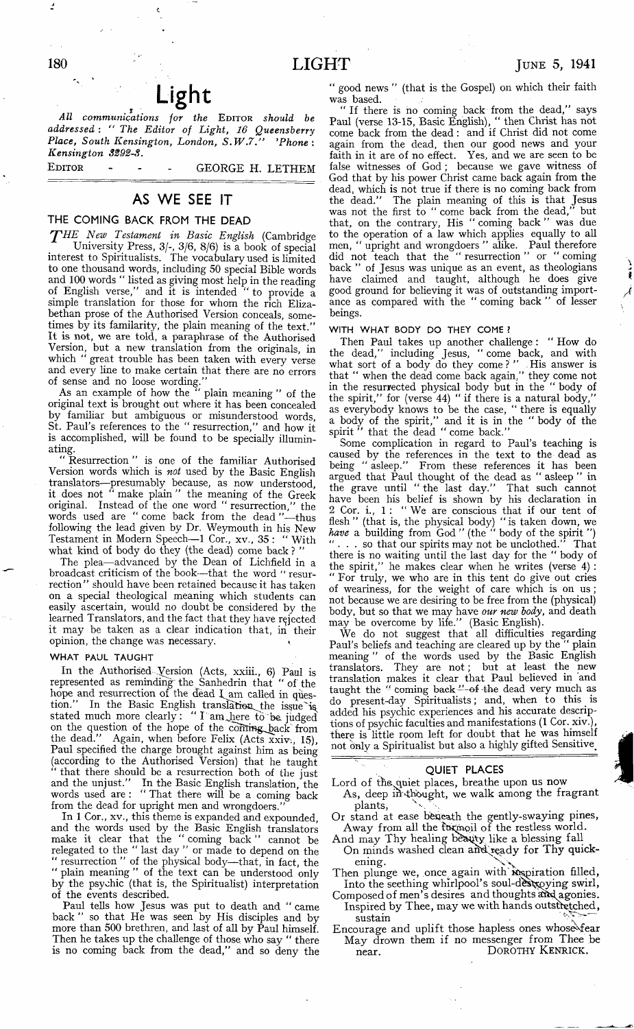# Light

*All communications for the* EDITOR *should be addressed:* " *The Editor of Light, 16 Queensberry Place, South Kensington, London, S.W.7.*" *'Phone: Kensington 3292-3.*

EDITOR - - - GEORGE H. LETHEM

## AS WE SEE IT

### THE COMING BACK FROM THE DEAD

*THE New Testament in Basic English* (Cambridge University Press, 3/-, 3/6, 8/6) is a book of special interest to Spiritualists. The vocabulary used is limited to one thousand words, including 50 special Bible words and 100 words " listed as giving most help in the reading of English verse," and it is intended " to provide a simple translation for those for whom the rich Elizabethan prose of the Authorised Version conceals, sometimes by its familiarity, the plain meaning of the text." It is not, we are told, a paraphrase of the Authorised Version, but a new translation from the originals, in which " great trouble has been taken with every verse and every line to make certain that there are no errors of sense and no loose wording."

As an example of how the " plain meaning " of the original text is brought out where it has been concealed by familiar but ambiguous or misunderstood words, St. Paul's references to the " resurrection," and how it is accomplished, will be found to be specially illuminating.

" Resurrection " is one of the familiar Authorised Version words which is *not* used by the Basic English translators—presumably because, as now understood, it does not " make plain " the meaning of the Greek original. Instead of the one word " resurrection," the words used are " come back from the dead "—thus following the lead given by Dr. Weymouth in his New Testament in Modern Speech—1 Cor., xv., 35: " With what kind of body do they (the dead) come back ? "

The plea—advanced by the Dean of Lichfield in a broadcast criticism of the book—that the word " resurrection" should have been retained because it has taken on a special theological meaning which students can easily ascertain, would no doubt be considered by the learned Translators, and the fact that they have rejected it may be taken as a clear indication that, in their opinion, the change was necessary.

### WHAT PAUL TAUGHT

In the Authorised Version (Acts, xxiii., 6) Paul is represented as reminding the Sanhedrin that " of the hope and resurrection of the dead I am called in question." In the Basic English translation the issue is stated much more clearly: " I am here to be judged on the question of the hope of the coming back from the dead." Again, when before Felix (Acts xxiv., 15), Paul specified the charge brought against him as being (according to the Authorised Version) that he taught " that there should be a resurrection both of the just and the unjust." In the Basic English translation, the words used are: " That there will be a coming back from the dead for upright men and wrongdoers."

In 1 Cor., xv., this theme is expanded and expounded, and the words used by the Basic English translators make it clear that the " coming back " cannot be relegated to the " last day " or made to depend on the " resurrection " of the physical body—that, in fact, the " plain meaning " of the text can be understood only by the psychic (that is, the Spiritualist) interpretation of the events described.

Paul tells how Jesus was put to death and " came back " so that He was seen by His disciples and by more than 500 brethren, and last of all by Paul himself. Then he takes up the challenge of those who say " there is no coming back from the dead," and so deny the " good news " (that is the Gospel) on which their faith was based.

" If there is no coming back from the dead," says Paul (verse 13-15, Basic English), " then Christ has not come back from the dead: and if Christ did not come again from the dead, then our good news and your faith in it are of no effect. Yes, and we are seen to be false witnesses of God; because we gave witness of God that by his power Christ came back again from the dead, which is not true if there is no coming back from the dead." The plain meaning of this is that Jesus was not the first to " come back from the dead," but that, on the contrary, His " coming back " was due to the operation of a law which applies equally to all men, " upright and wrongdoers " alike. Paul therefore did not teach that the " resurrection " or " coming back " of Jesus was unique as an event, as theologians have claimed and taught, although he does give good ground for believing it was of outstanding importance as compared with the " coming back " of lesser beings.

### WITH WHAT BODY DO THEY COME ?

Then Paul takes up another challenge: " How do the dead," including Jesus, " come back, and with what sort of a body do they come ? " His answer is that " when the dead come back again," they come not in the resurrected physical body but in the " body of the spirit," for (verse 44) " if there is a natural body," as everybody knows to be the case, " there is equally a body of the spirit," and it is in the " body of the spirit " that the dead " come back."

Some complication in regard to Paul's teaching is caused by the references in the text to the dead as being " asleep." From these references it has been argued that Paul thought of the dead as " asleep " in the grave until " the last day." That such cannot have been his belief is shown by his declaration in 2 Cor. i., 1: " We are conscious that if our tent of flesh " (that is, the physical body) " is taken down, we *have* a building from God " (the " body of the spirit ") " . . . so that our spirits may not be unclothed." That there is no waiting until the last day for the " body of the spirit," he makes clear when he writes (verse 4): " For truly, we who are in this tent do give out cries of weariness, for the weight of care which is on us; not because we are desiring to be free from the (physical) body, but so that we may have *our new body*, and death may be overcome by life." (Basic English).

We do not suggest that all difficulties regarding Paul's beliefs and teaching are cleared up by the " plain meaning " of the words used by the Basic English translators. They are not; but at least the new translation makes it clear that Paul believed in and taught the " coming back " of the dead very much as do present-day Spiritualists; and, when to this is added his psychic experiences and his accurate descriptions of psychic faculties and manifestations (1 Cor. xiv.), there is little room left for doubt that he was himself not only a Spiritualist but also a highly gifted Sensitive.

## QUIET PLACES

Lord of the quiet places, breathe upon us now
  As, deep in thought, we walk among the fragrant plants,
Or stand at ease beneath the gently-swaying pines,
  Away from all the turmoil of the restless world.
And may Thy healing beauty like a blessing fall
  On minds washed clean and ready for Thy quickening.
Then plunge we, once again with inspiration filled,
  Into the seething whirlpool's soul-destroying swirl,
Composed of men's desires and thoughts and agonies.
  Inspired by Thee, may we with hands outstretched, sustain
Encourage and uplift those hapless ones whose fear
  May drown them if no messenger from Thee be near.

DOROTHY KENRICK.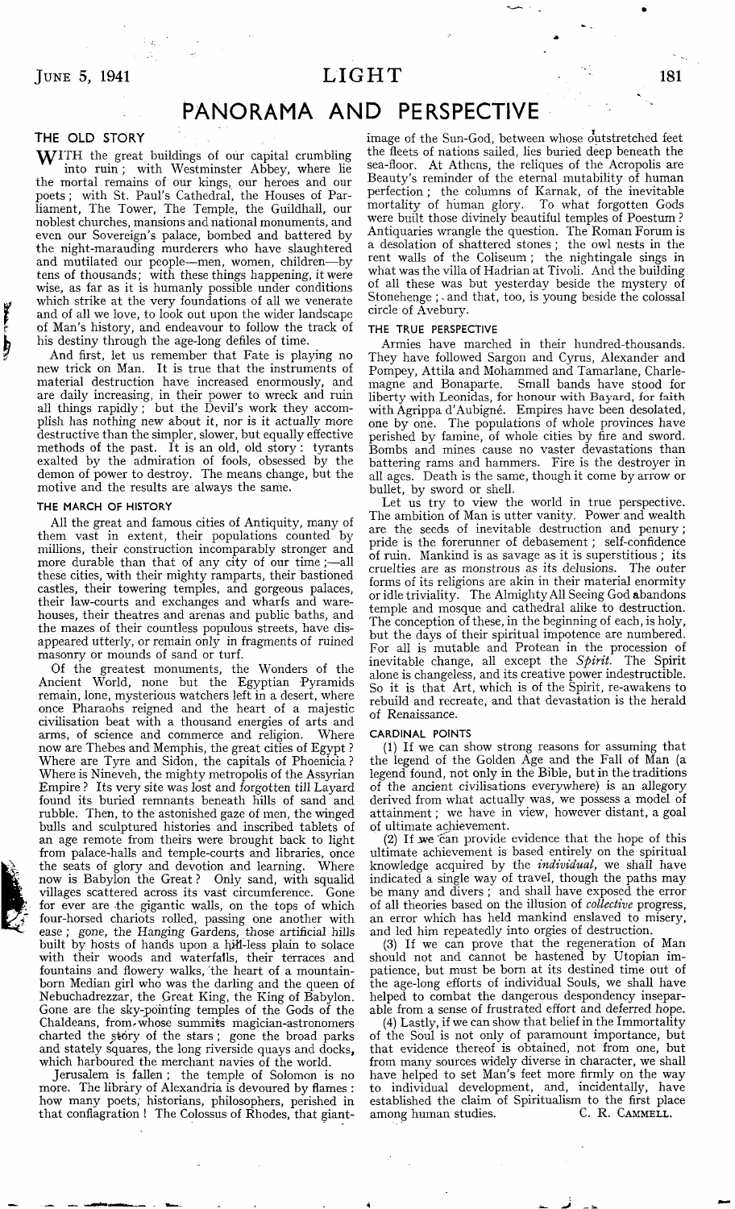# PANORAMA AND PERSPECTIVE

## THE OLD STORY

With the great buildings of our capital crumbling into ruin; with Westminster Abbey, where lie the mortal remains of our kings, our heroes and our poets; with St. Paul's Cathedral, the Houses of Parliament, The Tower, The Temple, the Guildhall, our noblest churches, mansions and national monuments, and even our Sovereign's palace, bombed and battered by the night-marauding murderers who have slaughtered and mutilated our people—men, women, children—by tens of thousands; with these things happening, it were wise, as far as it is humanly possible under conditions which strike at the very foundations of all we venerate and of all we love, to look out upon the wider landscape of Man's history, and endeavour to follow the track of his destiny through the age-long defiles of time.

And first, let us remember that Fate is playing no new trick on Man. It is true that the instruments of material destruction have increased enormously, and are daily increasing, in their power to wreck and ruin all things rapidly; but the Devil's work they accomplish has nothing new about it, nor is it actually more destructive than the simpler, slower, but equally effective methods of the past. It is an old, old story: tyrants exalted by the admiration of fools, obsessed by the demon of power to destroy. The means change, but the motive and the results are always the same.

## THE MARCH OF HISTORY

All the great and famous cities of Antiquity, many of them vast in extent, their populations counted by millions, their construction incomparably stronger and more durable than that of any city of our time;—all these cities, with their mighty ramparts, their bastioned castles, their towering temples, and gorgeous palaces, their law-courts and exchanges and wharfs and warehouses, their theatres and arenas and public baths, and the mazes of their countless populous streets, have disappeared utterly, or remain only in fragments of ruined masonry or mounds of sand or turf.

Of the greatest monuments, the Wonders of the Ancient World, none but the Egyptian Pyramids remain, lone, mysterious watchers left in a desert, where once Pharaohs reigned and the heart of a majestic civilisation beat with a thousand energies of arts and arms, of science and commerce and religion. Where now are Thebes and Memphis, the great cities of Egypt? Where are Tyre and Sidon, the capitals of Phoenicia? Where is Nineveh, the mighty metropolis of the Assyrian Empire? Its very site was lost and forgotten till Layard found its buried remnants beneath hills of sand and rubble. Then, to the astonished gaze of men, the winged bulls and sculptured histories and inscribed tablets of an age remote from theirs were brought back to light from palace-halls and temple-courts and libraries, once the seats of glory and devotion and learning. Where now is Babylon the Great? Only sand, with squalid villages scattered across its vast circumference. Gone for ever are the gigantic walls, on the tops of which four-horsed chariots rolled, passing one another with ease; gone, the Hanging Gardens, those artificial hills built by hosts of hands upon a hill-less plain to solace with their woods and waterfalls, their terraces and fountains and flowery walks, the heart of a mountain-born Median girl who was the darling and the queen of Nebuchadrezzar, the Great King, the King of Babylon. Gone are the sky-pointing temples of the Gods of the Chaldeans, from whose summits magician-astronomers charted the story of the stars; gone the broad parks and stately squares, the long riverside quays and docks, which harboured the merchant navies of the world.

Jerusalem is fallen; the temple of Solomon is no more. The library of Alexandria is devoured by flames: how many poets, historians, philosophers, perished in that conflagration! The Colossus of Rhodes, that giant-image of the Sun-God, between whose outstretched feet the fleets of nations sailed, lies buried deep beneath the sea-floor. At Athens, the reliques of the Acropolis are Beauty's reminder of the eternal mutability of human perfection; the columns of Karnak, of the inevitable mortality of human glory. To what forgotten Gods were built those divinely beautiful temples of Poestum? Antiquaries wrangle the question. The Roman Forum is a desolation of shattered stones; the owl nests in the rent walls of the Coliseum; the nightingale sings in what was the villa of Hadrian at Tivoli. And the building of all these was but yesterday beside the mystery of Stonehenge; and that, too, is young beside the colossal circle of Avebury.

## THE TRUE PERSPECTIVE

Armies have marched in their hundred-thousands. They have followed Sargon and Cyrus, Alexander and Pompey, Attila and Mohammed and Tamarlane, Charlemagne and Bonaparte. Small bands have stood for liberty with Leonidas, for honour with Bayard, for faith with Agrippa d'Aubigné. Empires have been desolated, one by one. The populations of whole provinces have perished by famine, of whole cities by fire and sword. Bombs and mines cause no vaster devastations than battering rams and hammers. Fire is the destroyer in all ages. Death is the same, though it come by arrow or bullet, by sword or shell.

Let us try to view the world in true perspective. The ambition of Man is utter vanity. Power and wealth are the seeds of inevitable destruction and penury; pride is the forerunner of debasement; self-confidence of ruin. Mankind is as savage as it is superstitious; its cruelties are as monstrous as its delusions. The outer forms of its religions are akin in their material enormity or idle triviality. The Almighty All Seeing God abandons temple and mosque and cathedral alike to destruction. The conception of these, in the beginning of each, is holy, but the days of their spiritual impotence are numbered. For all is mutable and Protean in the procession of inevitable change, all except the *Spirit*. The Spirit alone is changeless, and its creative power indestructible. So it is that Art, which is of the Spirit, re-awakens to rebuild and recreate, and that devastation is the herald of Renaissance.

## CARDINAL POINTS

(1) If we can show strong reasons for assuming that the legend of the Golden Age and the Fall of Man (a legend found, not only in the Bible, but in the traditions of the ancient civilisations everywhere) is an allegory derived from what actually was, we possess a model of attainment; we have in view, however distant, a goal of ultimate achievement.

(2) If we can provide evidence that the hope of this ultimate achievement is based entirely on the spiritual knowledge acquired by the *individual*, we shall have indicated a single way of travel, though the paths may be many and divers; and shall have exposed the error of all theories based on the illusion of *collective* progress, an error which has held mankind enslaved to misery, and led him repeatedly into orgies of destruction.

(3) If we can prove that the regeneration of Man should not and cannot be hastened by Utopian impatience, but must be born at its destined time out of the age-long efforts of individual Souls, we shall have helped to combat the dangerous despondency inseparable from a sense of frustrated effort and deferred hope.

(4) Lastly, if we can show that belief in the Immortality of the Soul is not only of paramount importance, but that evidence thereof is obtained, not from one, but from many sources widely diverse in character, we shall have helped to set Man's feet more firmly on the way to individual development, and, incidentally, have established the claim of Spiritualism to the first place among human studies.

C. R. CAMMELL.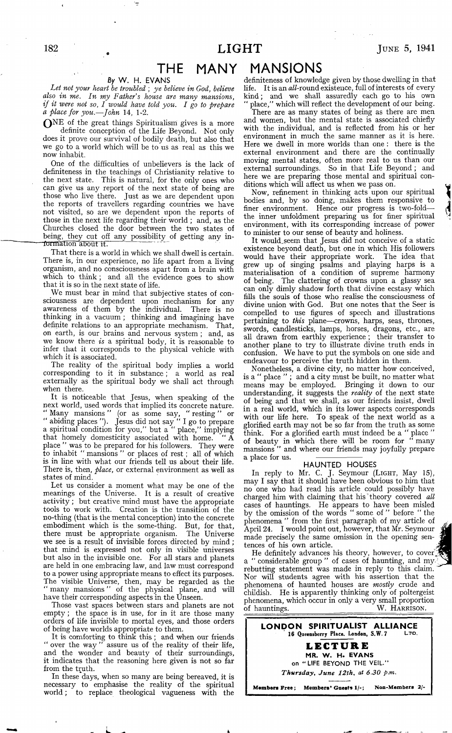# THE MANY MANSIONS

### By W. H. EVANS

*Let not your heart be troubled; ye believe in God, believe also in me. In my Father's house are many mansions, if it were not so, I would have told you. I go to prepare a place for you.—John* 14, 1-2.

ONE of the great things Spiritualism gives is a more definite conception of the Life Beyond. Not only does it prove our survival of bodily death, but also that we go to a world which will be to us as real as this we now inhabit.

One of the difficulties of unbelievers is the lack of definiteness in the teachings of Christianity relative to the next state. This is natural, for the only ones who can give us any report of the next state of being are those who live there. Just as we are dependent upon the reports of travellers regarding countries we have not visited, so are we dependent upon the reports of those in the next life regarding their world; and, as the Churches closed the door between the two states of being, they cut off any possibility of getting any information about it.

That there is a world in which we shall dwell is certain. There is, in our experience, no life apart from a living organism, and no consciousness apart from a brain with which to think; and all the evidence goes to show that it is so in the next state of life.

We must bear in mind that subjective states of consciousness are dependent upon mechanism for any awareness of them by the individual. There is no thinking in a vacuum; thinking and imagining have definite relations to an appropriate mechanism. That, on earth, is our brains and nervous system; and, as we know there *is* a spiritual body, it is reasonable to infer that it corresponds to the physical vehicle with which it is associated.

The reality of the spiritual body implies a world corresponding to it in substance; a world as real externally as the spiritual body we shall act through when there.

It is noticeable that Jesus, when speaking of the next world, used words that implied its concrete nature. "Many mansions" (or as some say, "resting" or "abiding places"). Jesus did not say "I go to prepare a spiritual condition for you," but a "place," implying that homely domesticity associated with home. "A place" was to be prepared for his followers. They were to inhabit "mansions" or places of rest; all of which is in line with what our friends tell us about their life. There is, then, *place*, or external environment as well as states of mind.

Let us consider a moment what may be one of the meanings of the Universe. It is a result of creative activity; but creative mind must have the appropriate tools to work with. Creation is the transition of the no-thing (that is the mental conception) into the concrete embodiment which is the some-thing. But, for that, there must be appropriate organism. The Universe we see is a result of invisible forces directed by mind; that mind is expressed not only in visible universes but also in the invisible one. For all stars and planets are held in one embracing law, and law must correspond to a power using appropriate means to effect its purposes. The visible Universe, then, may be regarded as the "many mansions" of the physical plane, and will have their corresponding aspects in the Unseen.

Those vast spaces between stars and planets are not empty; the space is in use, for in it are those many orders of life invisible to mortal eyes, and those orders of being have worlds appropriate to them.

It is comforting to think this; and when our friends "over the way" assure us of the reality of their life, and the wonder and beauty of their surroundings, it indicates that the reasoning here given is not so far from the truth.

In these days, when so many are being bereaved, it is necessary to emphasise the reality of the spiritual world; to replace theological vagueness with the definiteness of knowledge given by those dwelling in that life. It is an *all*-round existence, full of interests of every kind; and we shall assuredly each go to his own "place," which will reflect the development of our being.

There are as many states of being as there are men and women, but the mental state is associated chiefly with the individual, and is reflected from his or her environment in much the same manner as it is here. Here we dwell in more worlds than one: there is the external environment and there are the continually moving mental states, often more real to us than our external surroundings. So in that Life Beyond; and here we are preparing those mental and spiritual conditions which will affect us when we pass on.

Now, refinement in thinking acts upon our spiritual bodies and, by so doing, makes them responsive to finer environment. Hence our progress is two-fold—the inner unfoldment preparing us for finer spiritual environment, with its corresponding increase of power to minister to our sense of beauty and holiness.

It would seem that Jesus did not conceive of a static existence beyond death, but one in which His followers would have their appropriate work. The idea that grew up of singing psalms and playing harps is a materialisation of a condition of supreme harmony of being. The clattering of crowns upon a glassy sea can only dimly shadow forth that divine ecstasy which fills the souls of those who realise the consciousness of divine union with God. But one notes that the Seer is compelled to use figures of speech and illustrations pertaining to *this* plane—crowns, harps, seas, thrones, swords, candlesticks, lamps, horses, dragons, etc., are all drawn from earthly experience; their transfer to another plane to try to illustrate divine truth ends in confusion. We have to put the symbols on one side and endeavour to perceive the truth hidden in them.

Nonetheless, a divine city, no matter how conceived, is a "place"; and a city must be built, no matter what means may be employed. Bringing it down to our understanding, it suggests the *reality* of the next state of being and that we shall, as our friends insist, dwell in a real world, which in its lower aspects corresponds with our life here. To speak of the next world as a glorified earth may not be so far from the truth as some think. For a glorified earth must indeed be a "place" of beauty in which there will be room for "many mansions" and where our friends may joyfully prepare a place for us.

## HAUNTED HOUSES

In reply to Mr. C. J. Seymour (LIGHT, May 15), may I say that it should have been obvious to him that no one who had read his article could possibly have charged him with claiming that his theory covered *all* cases of hauntings. He appears to have been misled by the omission of the words "some of" before "the phenomena" from the first paragraph of my article of April 24. I would point out, however, that Mr. Seymour made precisely the same omission in the opening sentences of his own article.

He definitely advances his theory, however, to cover a "considerable group" of cases of haunting, and my rebutting statement was made in reply to this claim. Nor will students agree with his assertion that the phenomena of haunted houses are *mostly* crude and childish. He is apparently thinking only of poltergeist phenomena, which occur in only a very small proportion of hauntings.

W. HARRISON.

---

**LONDON SPIRITUALIST ALLIANCE LTD.**
16 Queensberry Place, London, S.W.7

**LECTURE**

**MR. W. H. EVANS**

on "LIFE BEYOND THE VEIL."

*Thursday, June 12th, at 6.30 p.m.*

**Members Free; Members' Guests 1/-; Non-Members 2/-**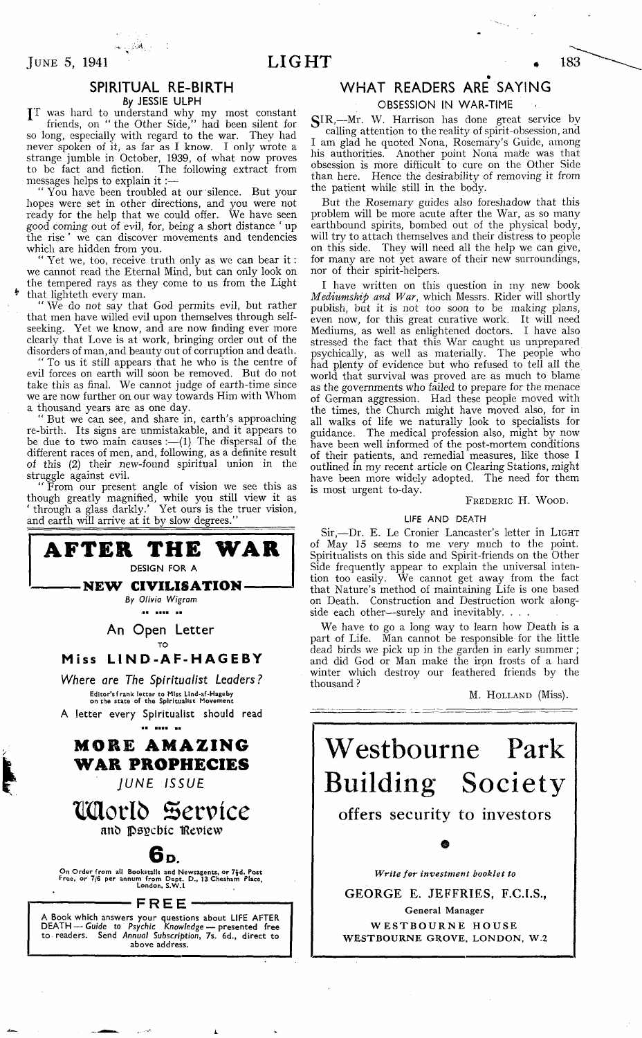## SPIRITUAL RE-BIRTH

### By JESSIE ULPH

IT was hard to understand why my most constant friends, on "the Other Side," had been silent for so long, especially with regard to the war. They had never spoken of it, as far as I know. I only wrote a strange jumble in October, 1939, of what now proves to be fact and fiction. The following extract from messages helps to explain it :—

"You have been troubled at our silence. But your hopes were set in other directions, and you were not ready for the help that we could offer. We have seen good coming out of evil, for, being a short distance 'up the rise' we can discover movements and tendencies which are hidden from you.

"Yet we, too, receive truth only as we can bear it: we cannot read the Eternal Mind, but can only look on the tempered rays as they come to us from the Light that lighteth every man.

"We do not say that God permits evil, but rather that men have willed evil upon themselves through self-seeking. Yet we know, and are now finding ever more clearly that Love is at work, bringing order out of the disorders of man, and beauty out of corruption and death.

"To us it still appears that he who is the centre of evil forces on earth will soon be removed. But do not take this as final. We cannot judge of earth-time since we are now further on our way towards Him with Whom a thousand years are as one day.

"But we can see, and share in, earth's approaching re-birth. Its signs are unmistakable, and it appears to be due to two main causes :—(1) The dispersal of the different races of men, and, following, as a definite result of this (2) their new-found spiritual union in the struggle against evil.

"From our present angle of vision we see this as though greatly magnified, while you still view it as 'through a glass darkly.' Yet ours is the truer vision, and earth will arrive at it by slow degrees."

---

# AFTER THE WAR

DESIGN FOR A

## NEW CIVILISATION

*By Olivia Wigram*

### An Open Letter

TO

### Miss LIND-AF-HAGEBY

*Where are The Spiritualist Leaders?*

Editor's frank letter to Miss Lind-af-Hageby on the state of the Spiritualist Movement

A letter every Spiritualist should read

## MORE AMAZING WAR PROPHECIES

*JUNE ISSUE*

## World Service

and Psychic Review

**6D.**

On Order from all Bookstalls and Newsagents, or 7½d. Post Free, or 7/6 per annum from Dept. D., 13 Chesham Place, London, S.W.1

**FREE**

A Book which answers your questions about LIFE AFTER DEATH — *Guide to Psychic Knowledge* — presented free to readers. Send *Annual Subscription*, 7s. 6d., direct to above address.

---

## WHAT READERS ARE SAYING

### OBSESSION IN WAR-TIME

SIR,—Mr. W. Harrison has done great service by calling attention to the reality of spirit-obsession, and I am glad he quoted Nona, Rosemary's Guide, among his authorities. Another point Nona made was that obsession is more difficult to cure on the Other Side than here. Hence the desirability of removing it from the patient while still in the body.

But the Rosemary guides also foreshadow that this problem will be more acute after the War, as so many earthbound spirits, bombed out of the physical body, will try to attach themselves and their distress to people on this side. They will need all the help we can give, for many are not yet aware of their new surroundings, nor of their spirit-helpers.

I have written on this question in my new book *Mediumship and War*, which Messrs. Rider will shortly publish, but it is not too soon to be making plans, even now, for this great curative work. It will need Mediums, as well as enlightened doctors. I have also stressed the fact that this War caught us unprepared psychically, as well as materially. The people who had plenty of evidence but who refused to tell all the world that survival was proved are as much to blame as the governments who failed to prepare for the menace of German aggression. Had these people moved with the times, the Church might have moved also, for in all walks of life we naturally look to specialists for guidance. The medical profession also, might by now have been well informed of the post-mortem conditions of their patients, and remedial measures, like those I outlined in my recent article on Clearing Stations, might have been more widely adopted. The need for them is most urgent to-day.

FREDERIC H. WOOD.

### LIFE AND DEATH

Sir,—Dr. E. Le Cronier Lancaster's letter in LIGHT of May 15 seems to me very much to the point. Spiritualists on this side and Spirit-friends on the Other Side frequently appear to explain the universal intention too easily. We cannot get away from the fact that Nature's method of maintaining Life is one based on Death. Construction and Destruction work alongside each other—surely and inevitably. . . .

We have to go a long way to learn how Death is a part of Life. Man cannot be responsible for the little dead birds we pick up in the garden in early summer; and did God or Man make the iron frosts of a hard winter which destroy our feathered friends by the thousand?

M. HOLLAND (Miss).

---

# Westbourne Park Building Society

offers security to investors

*Write for investment booklet to*

GEORGE E. JEFFRIES, F.C.I.S.,

General Manager

WESTBOURNE HOUSE

WESTBOURNE GROVE, LONDON, W.2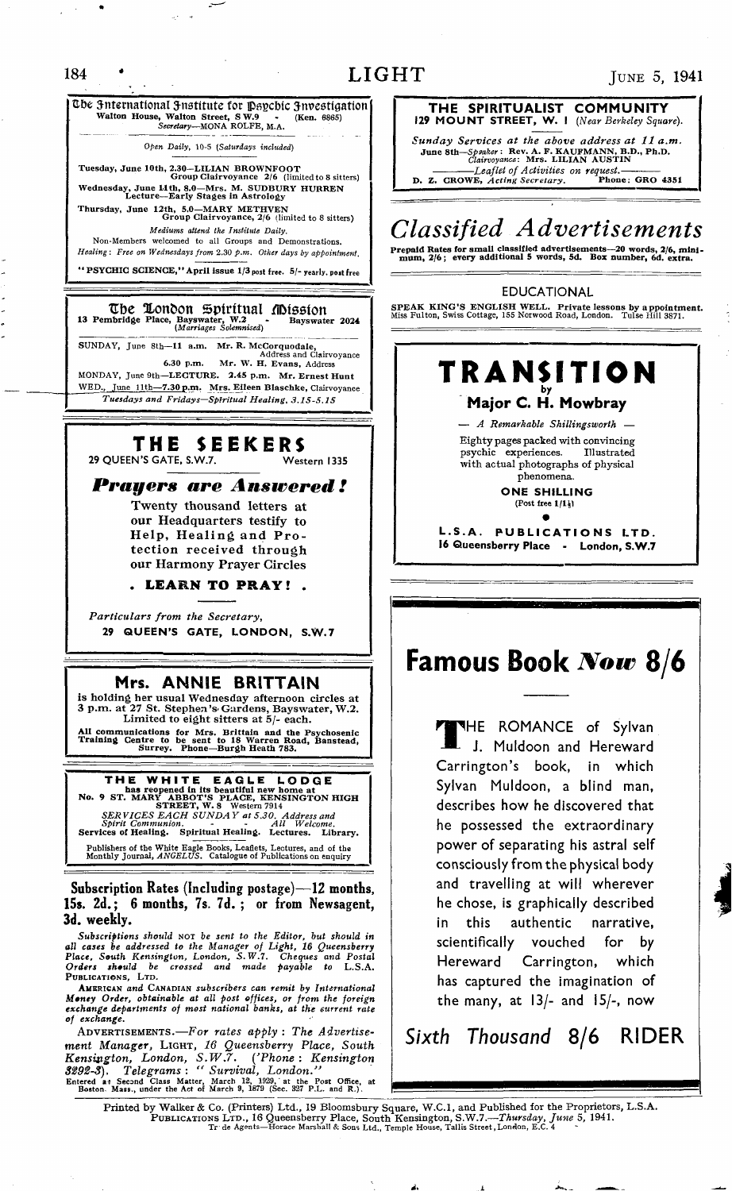## The International Institute for Psychic Investigation

Walton House, Walton Street, S.W.9 - (Ken. 6865)
*Secretary*—MONA ROLFE, M.A.

*Open Daily, 10-5 (Saturdays included)*

Tuesday, June 10th, 2.30—LILIAN BROWNFOOT
Group Clairvoyance 2/6 (limited to 8 sitters)

Wednesday, June 11th, 8.0—Mrs. M. SUDBURY HURREN
Lecture—Early Stages in Astrology

Thursday, June 12th, 5.0—MARY METHVEN
Group Clairvoyance, 2/6 (limited to 8 sitters)

*Mediums attend the Institute Daily.*

Non-Members welcomed to all Groups and Demonstrations.

*Healing: Free on Wednesdays from 2.30 p.m. Other days by appointment.*

"PSYCHIC SCIENCE," April issue 1/3 post free. 5/- yearly, post free

---

## The London Spiritual Mission

13 Pembridge Place, Bayswater, W.2 - Bayswater 2024
(*Marriages Solemnized*)

SUNDAY, June 8th—11 a.m. Mr. R. McCorquodale,
Address and Clairvoyance
6.30 p.m. Mr. W. H. Evans, Address

MONDAY, June 9th—LECTURE. 2.45 p.m. Mr. Ernest Hunt

WED., June 11th—7.30 p.m. Mrs. Eileen Blaschke, Clairvoyance

*Tuesdays and Fridays—Spiritual Healing, 3.15-5.15*

---

## THE SEEKERS

29 QUEEN'S GATE, S.W.7. Western 1335

### *Prayers are Answered!*

Twenty thousand letters at our Headquarters testify to Help, Healing and Protection received through our Harmony Prayer Circles

**. LEARN TO PRAY! .**

*Particulars from the Secretary,*
**29 QUEEN'S GATE, LONDON, S.W.7**

---

## Mrs. ANNIE BRITTAIN

is holding her usual Wednesday afternoon circles at 3 p.m. at 27 St. Stephen's Gardens, Bayswater, W.2. Limited to eight sitters at 5/- each.

All communications for Mrs. Brittain and the Psychosenic Training Centre to be sent to 18 Warren Road, Banstead, Surrey. Phone—Burgh Heath 783.

---

## THE WHITE EAGLE LODGE

has reopened in its beautiful new home at
No. 9 ST. MARY ABBOT'S PLACE, KENSINGTON HIGH STREET, W. 8 Western 7914

*SERVICES EACH SUNDAY at 5.30. Address and Spirit Communion. - - All Welcome.*

Services of Healing. Spiritual Healing. Lectures. Library.

Publishers of the White Eagle Books, Leaflets, Lectures, and of the Monthly Journal, *ANGELUS*. Catalogue of Publications on enquiry

---

**Subscription Rates (Including postage)—12 months, 15s. 2d.; 6 months, 7s. 7d.; or from Newsagent, 3d. weekly.**

*Subscriptions should* NOT *be sent to the Editor, but should in all cases be addressed to the Manager of Light, 16 Queensberry Place, South Kensington, London, S.W.7. Cheques and Postal Orders should be crossed and made payable to* L.S.A. PUBLICATIONS, LTD.

AMERICAN *and* CANADIAN *subscribers can remit by International Money Order, obtainable at all post offices, or from the foreign exchange departments of most national banks, at the current rate of exchange.*

ADVERTISEMENTS.—*For rates apply: The Advertisement Manager,* LIGHT, *16 Queensberry Place, South Kensington, London, S.W.7. ('Phone: Kensington 3292-3). Telegrams: "Survival, London."*

Entered as Second Class Matter, March 12, 1929, at the Post Office, at Boston. Mass., under the Act of March 3, 1879 (Sec. 327 P.L. and R.).

---

## THE SPIRITUALIST COMMUNITY

**129 MOUNT STREET, W. 1** (*Near Berkeley Square*).

*Sunday Services at the above address at 11 a.m.*

June 8th—*Speaker*: Rev. A. F. KAUFMANN, B.D., Ph.D.
*Clairvoyance*: Mrs. LILIAN AUSTIN

*Leaflet of Activities on request.*

D. Z. CROWE, *Acting Secretary.* Phone: GRO 4351

---

# *Classified Advertisements*

**Prepaid Rates for small classified advertisements—20 words, 2/6, minimum, 2/6; every additional 5 words, 5d. Box number, 6d. extra.**

### EDUCATIONAL

**SPEAK KING'S ENGLISH WELL.** Private lessons by appointment. Miss Fulton, Swiss Cottage, 155 Norwood Road, London. Tulse Hill 3871.

---

## TRANSITION

by

### Major C. H. Mowbray

— *A Remarkable Shillingsworth* —

Eighty pages packed with convincing psychic experiences. Illustrated with actual photographs of physical phenomena.

**ONE SHILLING**
(Post free 1/1½)

**L.S.A. PUBLICATIONS LTD.**
**16 Queensberry Place - London, S.W.7**

---

## Famous Book *Now* 8/6

THE ROMANCE of Sylvan J. Muldoon and Hereward Carrington's book, in which Sylvan Muldoon, a blind man, describes how he discovered that he possessed the extraordinary power of separating his astral self consciously from the physical body and travelling at will wherever he chose, is graphically described in this authentic narrative, scientifically vouched for by Hereward Carrington, which has captured the imagination of the many, at 13/- and 15/-, now

*Sixth Thousand* 8/6 RIDER

---

Printed by Walker & Co. (Printers) Ltd., 19 Bloomsbury Square, W.C.1, and Published for the Proprietors, L.S.A. PUBLICATIONS LTD., 16 Queensberry Place, South Kensington, S.W.7.—*Thursday, June 5, 1941.*
Trade Agents—Horace Marshall & Sons Ltd., Temple House, Tallis Street, London, E.C. 4